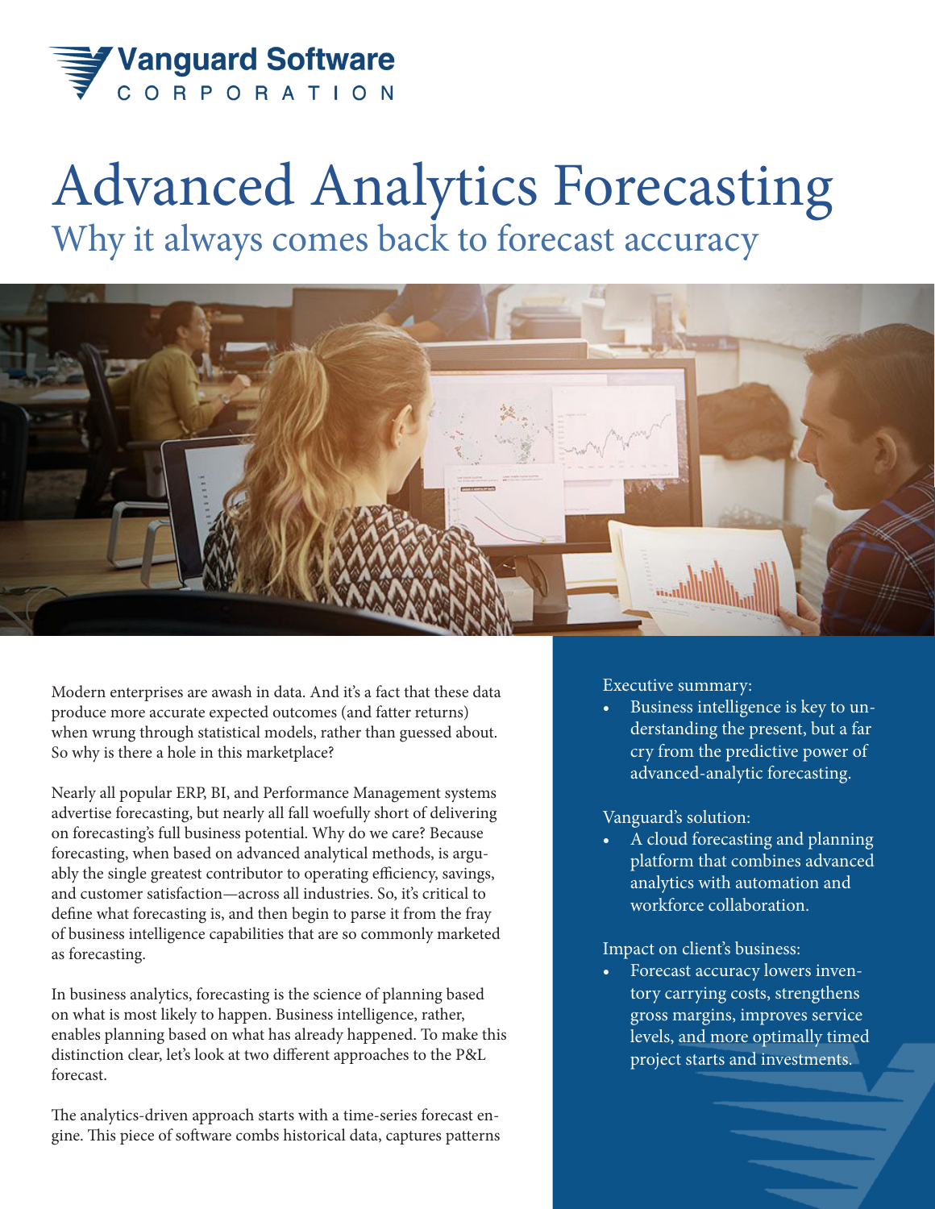Vanguard Software CORPORATION

# Advanced Analytics Forecasting

## Why it always comes back to forecast accuracy

Modern enterprises are awash in data. And it's a fact that these data produce more accurate expected outcomes (and fatter returns) when wrung through statistical models, rather than guessed about. So why is there a hole in this marketplace?

Nearly all popular ERP, BI, and Performance Management systems advertise forecasting, but nearly all fall woefully short of delivering on forecasting's full business potential. Why do we care? Because forecasting, when based on advanced analytical methods, is arguably the single greatest contributor to operating efficiency, savings, and customer satisfaction—across all industries. So, it's critical to define what forecasting is, and then begin to parse it from the fray of business intelligence capabilities that are so commonly marketed as forecasting.

In business analytics, forecasting is the science of planning based on what is most likely to happen. Business intelligence, rather, enables planning based on what has already happened. To make this distinction clear, let's look at two different approaches to the P&L forecast.

The analytics-driven approach starts with a time-series forecast engine. This piece of software combs historical data, captures patterns

Executive summary:

- Business intelligence is key to understanding the present, but a far cry from the predictive power of advanced-analytic forecasting.

Vanguard's solution:

- A cloud forecasting and planning platform that combines advanced analytics with automation and workforce collaboration.

Impact on client's business:

- Forecast accuracy lowers inventory carrying costs, strengthens gross margins, improves service levels, and more optimally timed project starts and investments.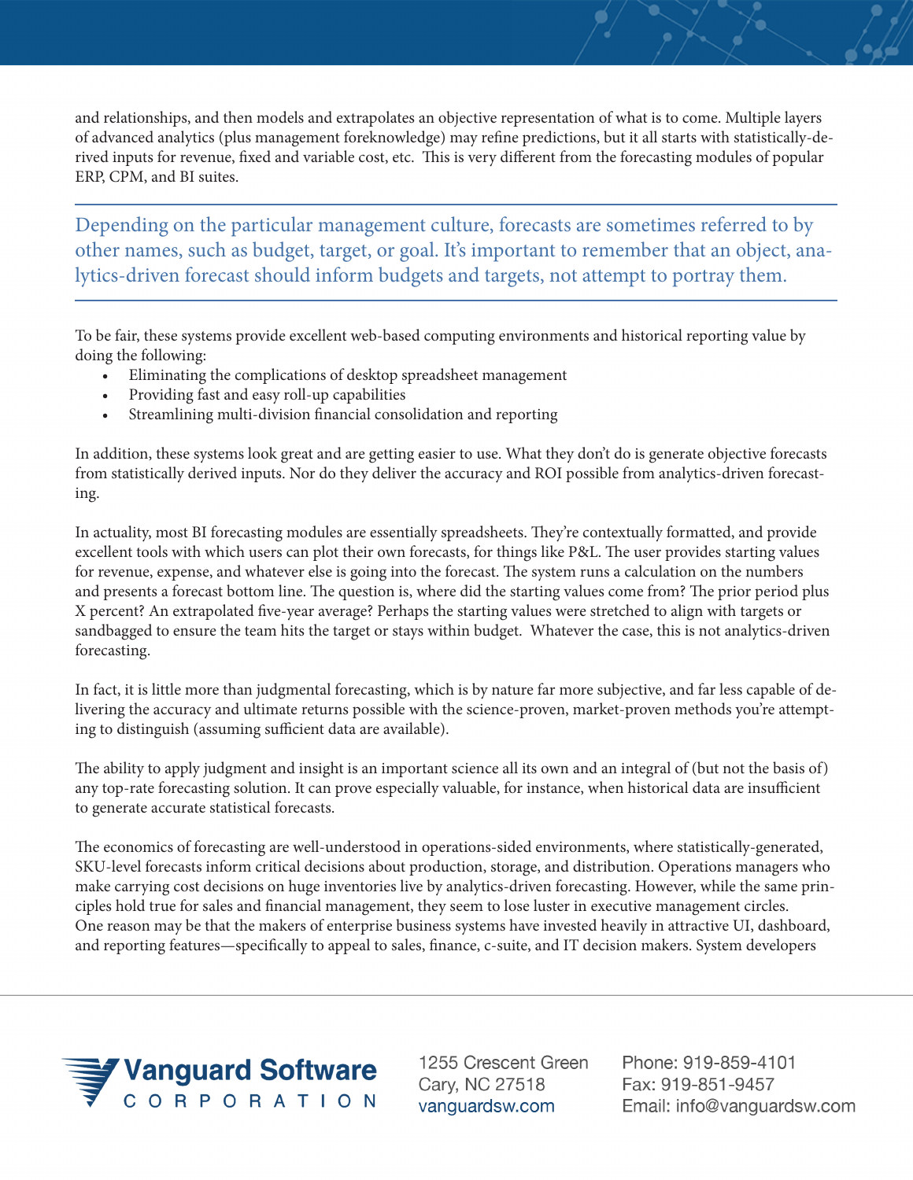and relationships, and then models and extrapolates an objective representation of what is to come. Multiple layers of advanced analytics (plus management foreknowledge) may refine predictions, but it all starts with statistically-derived inputs for revenue, fixed and variable cost, etc. This is very different from the forecasting modules of popular ERP, CPM, and BI suites.

> Depending on the particular management culture, forecasts are sometimes referred to by other names, such as budget, target, or goal. It's important to remember that an object, analytics-driven forecast should inform budgets and targets, not attempt to portray them.

To be fair, these systems provide excellent web-based computing environments and historical reporting value by doing the following:

- Eliminating the complications of desktop spreadsheet management
- Providing fast and easy roll-up capabilities
- Streamlining multi-division financial consolidation and reporting

In addition, these systems look great and are getting easier to use. What they don't do is generate objective forecasts from statistically derived inputs. Nor do they deliver the accuracy and ROI possible from analytics-driven forecasting.

In actuality, most BI forecasting modules are essentially spreadsheets. They're contextually formatted, and provide excellent tools with which users can plot their own forecasts, for things like P&L. The user provides starting values for revenue, expense, and whatever else is going into the forecast. The system runs a calculation on the numbers and presents a forecast bottom line. The question is, where did the starting values come from? The prior period plus X percent? An extrapolated five-year average? Perhaps the starting values were stretched to align with targets or sandbagged to ensure the team hits the target or stays within budget. Whatever the case, this is not analytics-driven forecasting.

In fact, it is little more than judgmental forecasting, which is by nature far more subjective, and far less capable of delivering the accuracy and ultimate returns possible with the science-proven, market-proven methods you're attempting to distinguish (assuming sufficient data are available).

The ability to apply judgment and insight is an important science all its own and an integral of (but not the basis of) any top-rate forecasting solution. It can prove especially valuable, for instance, when historical data are insufficient to generate accurate statistical forecasts.

The economics of forecasting are well-understood in operations-sided environments, where statistically-generated, SKU-level forecasts inform critical decisions about production, storage, and distribution. Operations managers who make carrying cost decisions on huge inventories live by analytics-driven forecasting. However, while the same principles hold true for sales and financial management, they seem to lose luster in executive management circles. One reason may be that the makers of enterprise business systems have invested heavily in attractive UI, dashboard, and reporting features—specifically to appeal to sales, finance, c-suite, and IT decision makers. System developers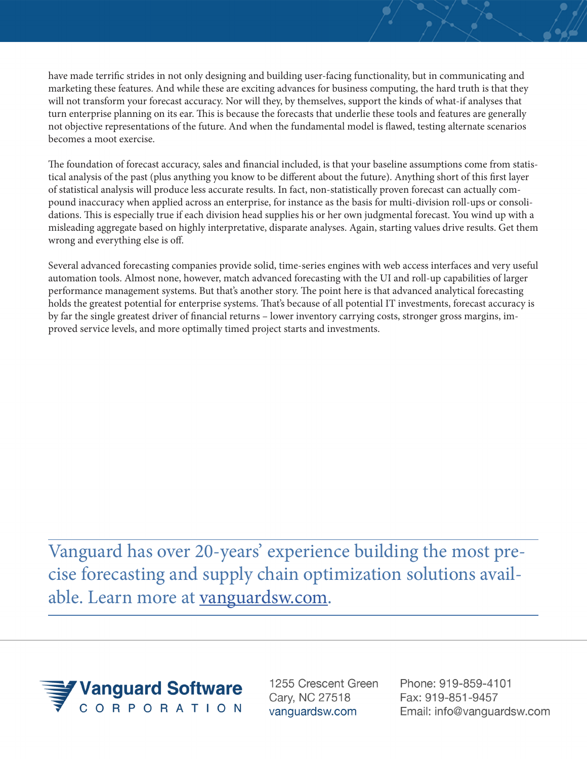have made terrific strides in not only designing and building user-facing functionality, but in communicating and marketing these features. And while these are exciting advances for business computing, the hard truth is that they will not transform your forecast accuracy. Nor will they, by themselves, support the kinds of what-if analyses that turn enterprise planning on its ear. This is because the forecasts that underlie these tools and features are generally not objective representations of the future. And when the fundamental model is flawed, testing alternate scenarios becomes a moot exercise.

The foundation of forecast accuracy, sales and financial included, is that your baseline assumptions come from statistical analysis of the past (plus anything you know to be different about the future). Anything short of this first layer of statistical analysis will produce less accurate results. In fact, non-statistically proven forecast can actually compound inaccuracy when applied across an enterprise, for instance as the basis for multi-division roll-ups or consolidations. This is especially true if each division head supplies his or her own judgmental forecast. You wind up with a misleading aggregate based on highly interpretative, disparate analyses. Again, starting values drive results. Get them wrong and everything else is off.

Several advanced forecasting companies provide solid, time-series engines with web access interfaces and very useful automation tools. Almost none, however, match advanced forecasting with the UI and roll-up capabilities of larger performance management systems. But that's another story. The point here is that advanced analytical forecasting holds the greatest potential for enterprise systems. That's because of all potential IT investments, forecast accuracy is by far the single greatest driver of financial returns – lower inventory carrying costs, stronger gross margins, improved service levels, and more optimally timed project starts and investments.

---

Vanguard has over 20-years' experience building the most precise forecasting and supply chain optimization solutions available. Learn more at [vanguardsw.com](http://vanguardsw.com).

---

**Vanguard Software CORPORATION**

1255 Crescent Green
Cary, NC 27518
vanguardsw.com

Phone: 919-859-4101
Fax: 919-851-9457
Email: info@vanguardsw.com